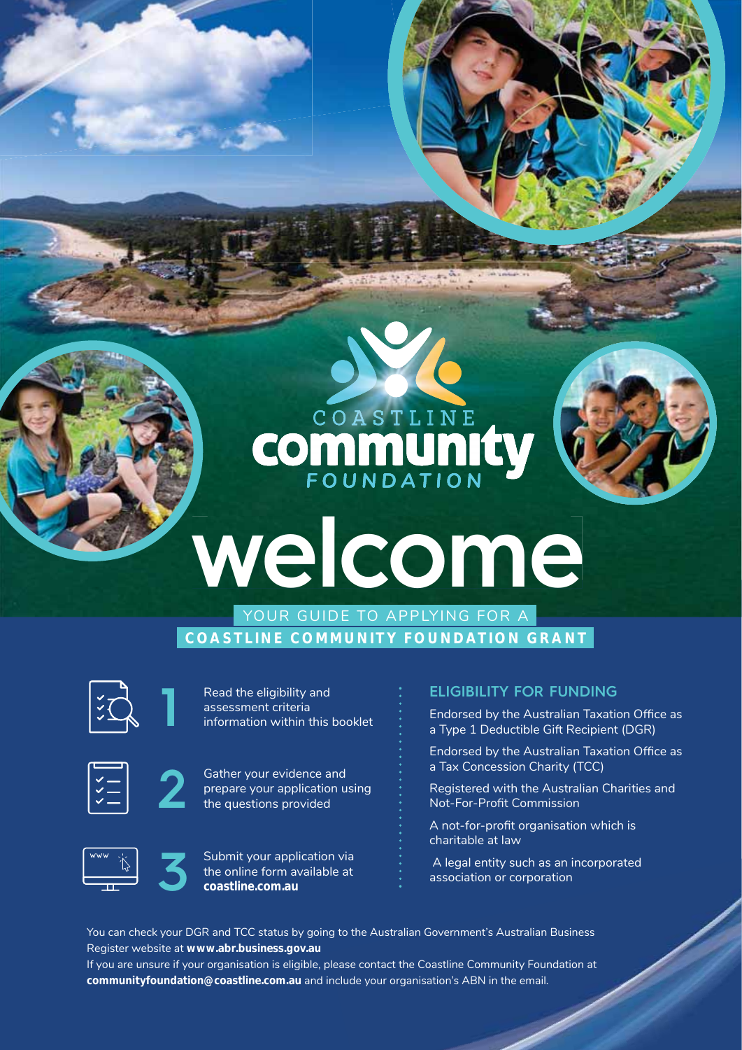COASTLINE **community** FOUNDATION

# welcome

## YOUR GUIDE TO APPLYING FOR A **COASTLINE COMMUNITY FOUNDATION GRANT**

**1** Read the eligibility and assessment criteria information within this booklet

**2** Gather your evidence and prepare your application using the questions provided

**3** Submit your application via the online form available at **coastline.com.au**

### ELIGIBILITY FOR FUNDING

Endorsed by the Australian Taxation Office as a Type 1 Deductible Gift Recipient (DGR)

Endorsed by the Australian Taxation Office as a Tax Concession Charity (TCC)

Registered with the Australian Charities and Not-For-Profit Commission

A not-for-profit organisation which is charitable at law

A legal entity such as an incorporated association or corporation

You can check your DGR and TCC status by going to the Australian Government's Australian Business Register website at **www.abr.business.gov.au**

If you are unsure if your organisation is eligible, please contact the Coastline Community Foundation at **communityfoundation@coastline.com.au** and include your organisation's ABN in the email.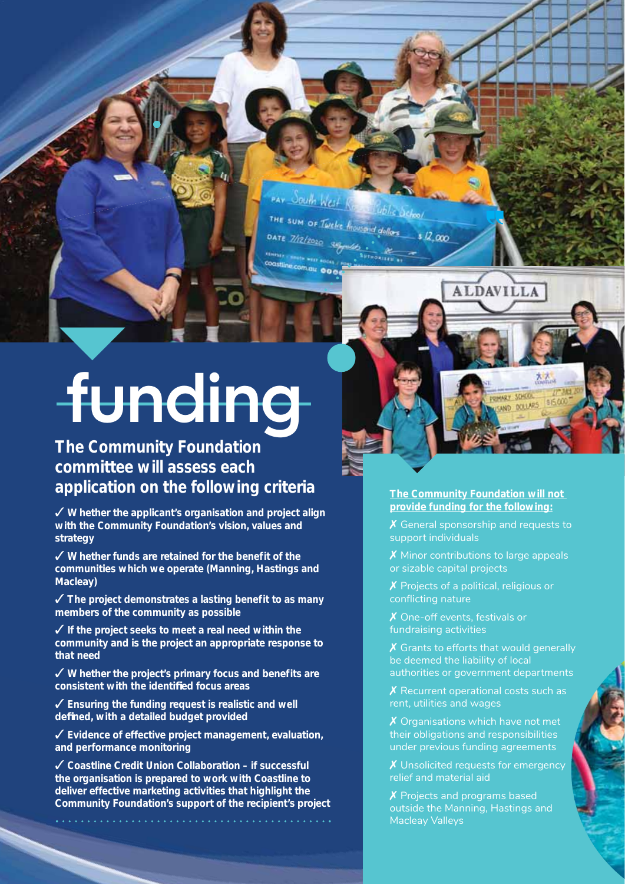# funding

## The Community Foundation committee will assess each application on the following criteria

- ✓ **Whether the applicant's organisation and project align with the Community Foundation's vision, values and strategy**
- ✓ **Whether funds are retained for the benefit of the communities which we operate (Manning, Hastings and Macleay)**
- ✓ **The project demonstrates a lasting benefit to as many members of the community as possible**
- ✓ **If the project seeks to meet a real need within the community and is the project an appropriate response to that need**
- ✓ **Whether the project's primary focus and benefits are consistent with the identified focus areas**
- ✓ **Ensuring the funding request is realistic and well defined, with a detailed budget provided**
- ✓ **Evidence of effective project management, evaluation, and performance monitoring**
- ✓ **Coastline Credit Union Collaboration – if successful the organisation is prepared to work with Coastline to deliver effective marketing activities that highlight the Community Foundation's support of the recipient's project**

**The Community Foundation will not provide funding for the following:**

- ✗ General sponsorship and requests to support individuals
- ✗ Minor contributions to large appeals or sizable capital projects
- ✗ Projects of a political, religious or conflicting nature
- ✗ One-off events, festivals or fundraising activities
- ✗ Grants to efforts that would generally be deemed the liability of local authorities or government departments
- ✗ Recurrent operational costs such as rent, utilities and wages
- ✗ Organisations which have not met their obligations and responsibilities under previous funding agreements
- ✗ Unsolicited requests for emergency relief and material aid
- ✗ Projects and programs based outside the Manning, Hastings and Macleay Valleys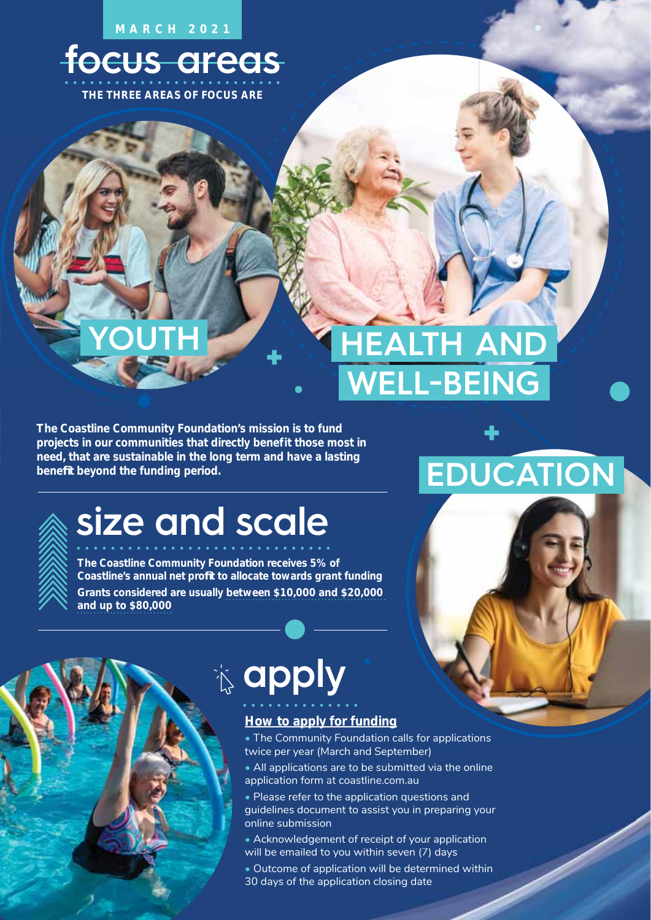MARCH 2021

# focus areas

THE THREE AREAS OF FOCUS ARE

## YOUTH

## HEALTH AND WELL-BEING

## EDUCATION

**The Coastline Community Foundation's mission is to fund projects in our communities that directly benefit those most in need, that are sustainable in the long term and have a lasting benefit beyond the funding period.**

# size and scale

**The Coastline Community Foundation receives 5% of Coastline's annual net profit to allocate towards grant funding**

**Grants considered are usually between $10,000 and $20,000 and up to $80,000**

# apply

**How to apply for funding**

- The Community Foundation calls for applications twice per year (March and September)
- All applications are to be submitted via the online application form at coastline.com.au
- Please refer to the application questions and guidelines document to assist you in preparing your online submission
- Acknowledgement of receipt of your application will be emailed to you within seven (7) days
- Outcome of application will be determined within 30 days of the application closing date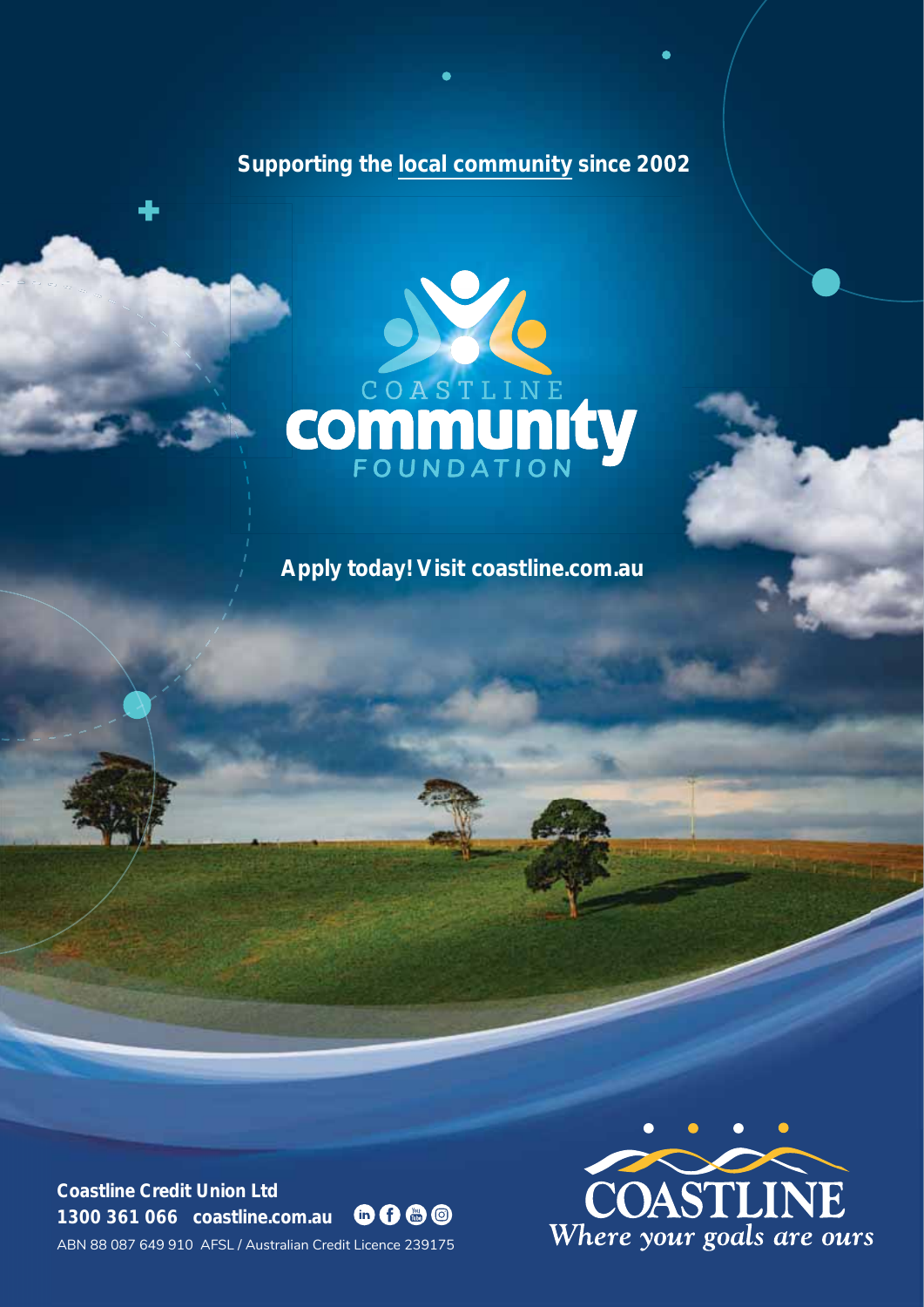**Supporting the local community since 2002**

COASTLINE
**community**
FOUNDATION

**Apply today! Visit coastline.com.au**

**Coastline Credit Union Ltd**
**1300 361 066 coastline.com.au**
ABN 88 087 649 910 AFSL / Australian Credit Licence 239175

COASTLINE
*Where your goals are ours*